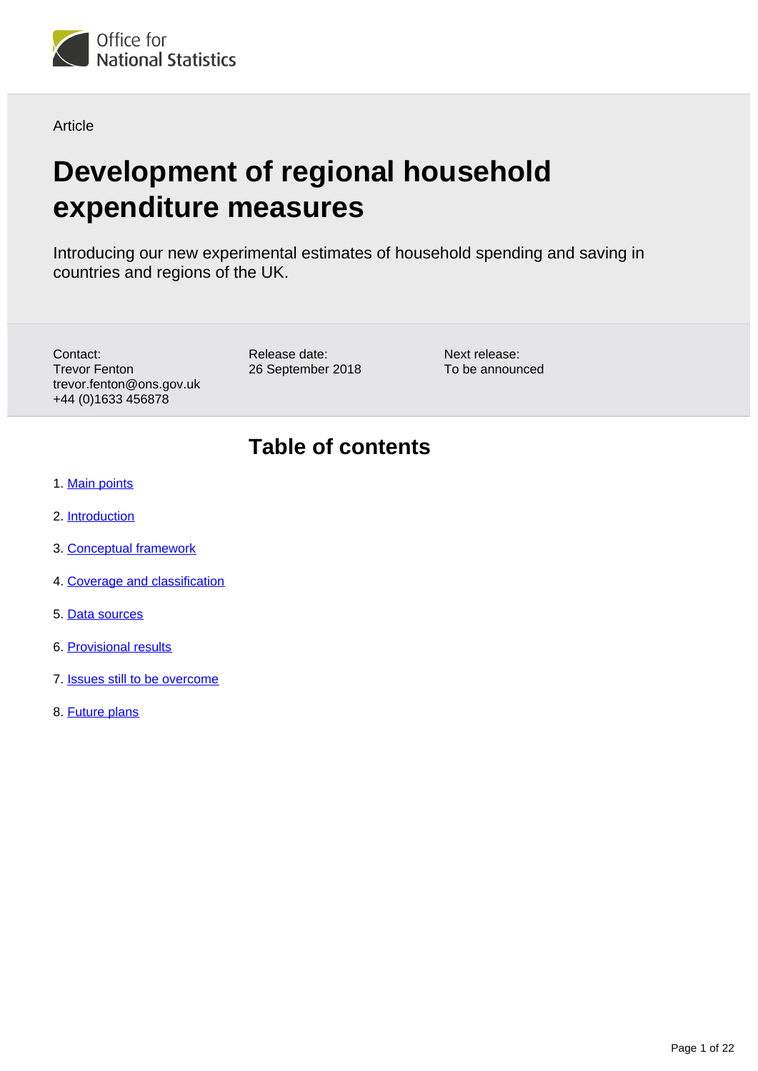Office for National Statistics

Article

# Development of regional household expenditure measures

Introducing our new experimental estimates of household spending and saving in countries and regions of the UK.

Contact:
Trevor Fenton
trevor.fenton@ons.gov.uk
+44 (0)1633 456878

Release date:
26 September 2018

Next release:
To be announced

## Table of contents

1. Main points
2. Introduction
3. Conceptual framework
4. Coverage and classification
5. Data sources
6. Provisional results
7. Issues still to be overcome
8. Future plans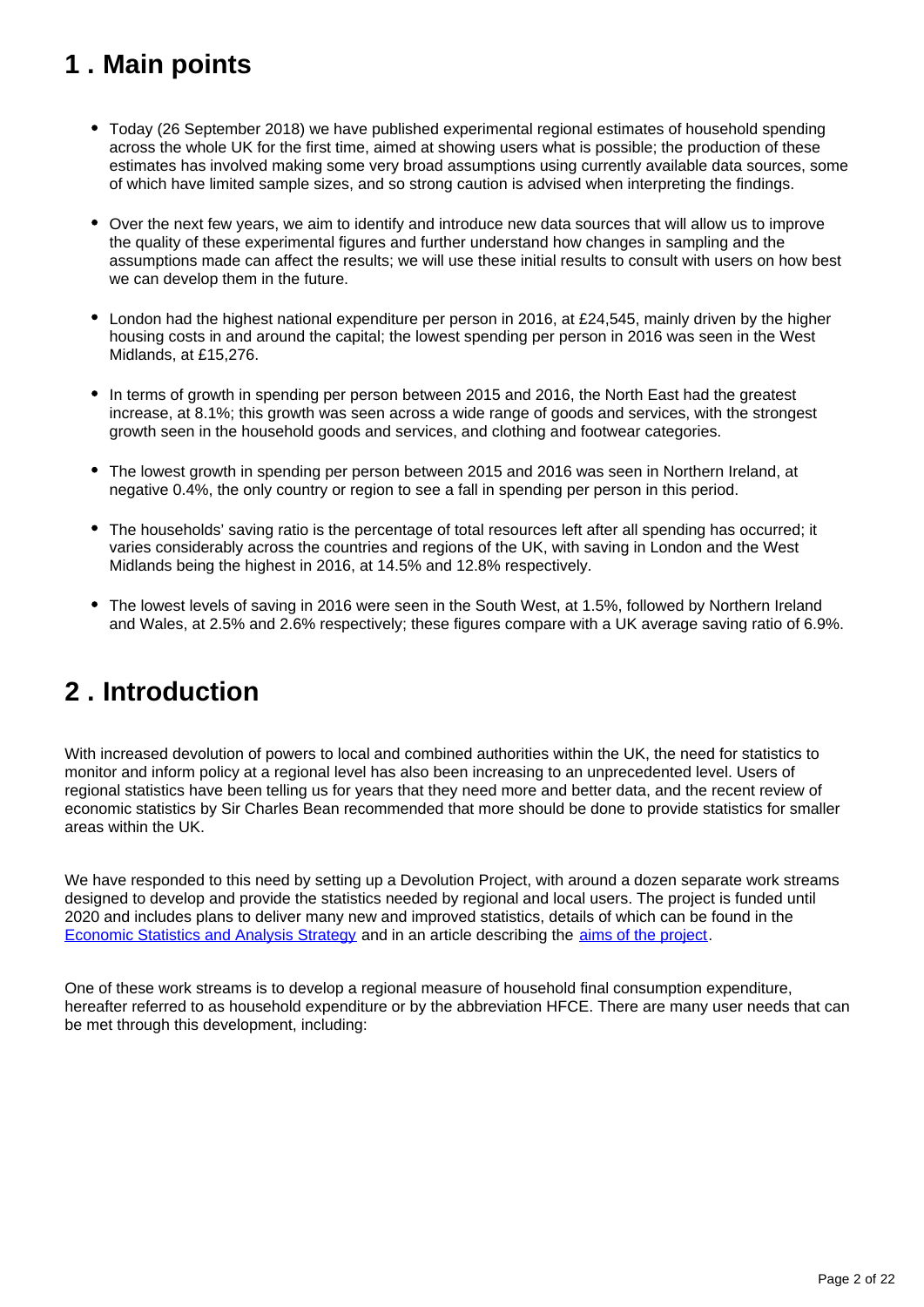## 1 . Main points

- Today (26 September 2018) we have published experimental regional estimates of household spending across the whole UK for the first time, aimed at showing users what is possible; the production of these estimates has involved making some very broad assumptions using currently available data sources, some of which have limited sample sizes, and so strong caution is advised when interpreting the findings.
- Over the next few years, we aim to identify and introduce new data sources that will allow us to improve the quality of these experimental figures and further understand how changes in sampling and the assumptions made can affect the results; we will use these initial results to consult with users on how best we can develop them in the future.
- London had the highest national expenditure per person in 2016, at £24,545, mainly driven by the higher housing costs in and around the capital; the lowest spending per person in 2016 was seen in the West Midlands, at £15,276.
- In terms of growth in spending per person between 2015 and 2016, the North East had the greatest increase, at 8.1%; this growth was seen across a wide range of goods and services, with the strongest growth seen in the household goods and services, and clothing and footwear categories.
- The lowest growth in spending per person between 2015 and 2016 was seen in Northern Ireland, at negative 0.4%, the only country or region to see a fall in spending per person in this period.
- The households' saving ratio is the percentage of total resources left after all spending has occurred; it varies considerably across the countries and regions of the UK, with saving in London and the West Midlands being the highest in 2016, at 14.5% and 12.8% respectively.
- The lowest levels of saving in 2016 were seen in the South West, at 1.5%, followed by Northern Ireland and Wales, at 2.5% and 2.6% respectively; these figures compare with a UK average saving ratio of 6.9%.

## 2 . Introduction

With increased devolution of powers to local and combined authorities within the UK, the need for statistics to monitor and inform policy at a regional level has also been increasing to an unprecedented level. Users of regional statistics have been telling us for years that they need more and better data, and the recent review of economic statistics by Sir Charles Bean recommended that more should be done to provide statistics for smaller areas within the UK.

We have responded to this need by setting up a Devolution Project, with around a dozen separate work streams designed to develop and provide the statistics needed by regional and local users. The project is funded until 2020 and includes plans to deliver many new and improved statistics, details of which can be found in the Economic Statistics and Analysis Strategy and in an article describing the aims of the project.

One of these work streams is to develop a regional measure of household final consumption expenditure, hereafter referred to as household expenditure or by the abbreviation HFCE. There are many user needs that can be met through this development, including: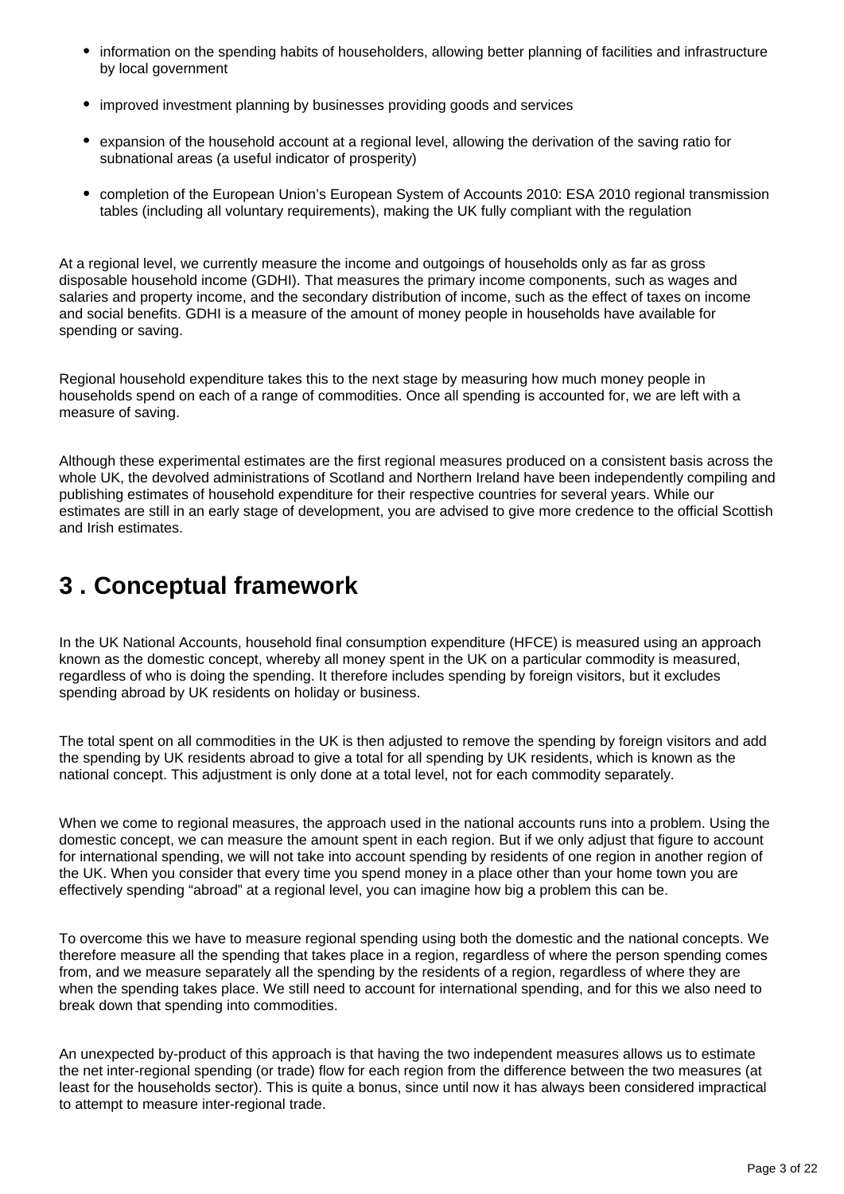- information on the spending habits of householders, allowing better planning of facilities and infrastructure by local government
- improved investment planning by businesses providing goods and services
- expansion of the household account at a regional level, allowing the derivation of the saving ratio for subnational areas (a useful indicator of prosperity)
- completion of the European Union's European System of Accounts 2010: ESA 2010 regional transmission tables (including all voluntary requirements), making the UK fully compliant with the regulation

At a regional level, we currently measure the income and outgoings of households only as far as gross disposable household income (GDHI). That measures the primary income components, such as wages and salaries and property income, and the secondary distribution of income, such as the effect of taxes on income and social benefits. GDHI is a measure of the amount of money people in households have available for spending or saving.

Regional household expenditure takes this to the next stage by measuring how much money people in households spend on each of a range of commodities. Once all spending is accounted for, we are left with a measure of saving.

Although these experimental estimates are the first regional measures produced on a consistent basis across the whole UK, the devolved administrations of Scotland and Northern Ireland have been independently compiling and publishing estimates of household expenditure for their respective countries for several years. While our estimates are still in an early stage of development, you are advised to give more credence to the official Scottish and Irish estimates.

## 3 . Conceptual framework

In the UK National Accounts, household final consumption expenditure (HFCE) is measured using an approach known as the domestic concept, whereby all money spent in the UK on a particular commodity is measured, regardless of who is doing the spending. It therefore includes spending by foreign visitors, but it excludes spending abroad by UK residents on holiday or business.

The total spent on all commodities in the UK is then adjusted to remove the spending by foreign visitors and add the spending by UK residents abroad to give a total for all spending by UK residents, which is known as the national concept. This adjustment is only done at a total level, not for each commodity separately.

When we come to regional measures, the approach used in the national accounts runs into a problem. Using the domestic concept, we can measure the amount spent in each region. But if we only adjust that figure to account for international spending, we will not take into account spending by residents of one region in another region of the UK. When you consider that every time you spend money in a place other than your home town you are effectively spending "abroad" at a regional level, you can imagine how big a problem this can be.

To overcome this we have to measure regional spending using both the domestic and the national concepts. We therefore measure all the spending that takes place in a region, regardless of where the person spending comes from, and we measure separately all the spending by the residents of a region, regardless of where they are when the spending takes place. We still need to account for international spending, and for this we also need to break down that spending into commodities.

An unexpected by-product of this approach is that having the two independent measures allows us to estimate the net inter-regional spending (or trade) flow for each region from the difference between the two measures (at least for the households sector). This is quite a bonus, since until now it has always been considered impractical to attempt to measure inter-regional trade.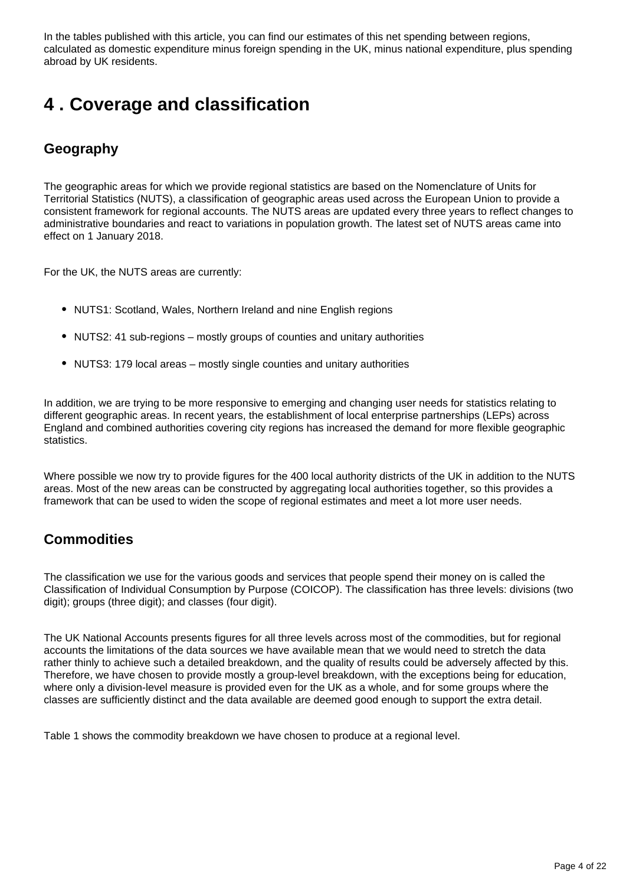In the tables published with this article, you can find our estimates of this net spending between regions, calculated as domestic expenditure minus foreign spending in the UK, minus national expenditure, plus spending abroad by UK residents.

# 4 . Coverage and classification

## Geography

The geographic areas for which we provide regional statistics are based on the Nomenclature of Units for Territorial Statistics (NUTS), a classification of geographic areas used across the European Union to provide a consistent framework for regional accounts. The NUTS areas are updated every three years to reflect changes to administrative boundaries and react to variations in population growth. The latest set of NUTS areas came into effect on 1 January 2018.

For the UK, the NUTS areas are currently:

- NUTS1: Scotland, Wales, Northern Ireland and nine English regions
- NUTS2: 41 sub-regions – mostly groups of counties and unitary authorities
- NUTS3: 179 local areas – mostly single counties and unitary authorities

In addition, we are trying to be more responsive to emerging and changing user needs for statistics relating to different geographic areas. In recent years, the establishment of local enterprise partnerships (LEPs) across England and combined authorities covering city regions has increased the demand for more flexible geographic statistics.

Where possible we now try to provide figures for the 400 local authority districts of the UK in addition to the NUTS areas. Most of the new areas can be constructed by aggregating local authorities together, so this provides a framework that can be used to widen the scope of regional estimates and meet a lot more user needs.

## Commodities

The classification we use for the various goods and services that people spend their money on is called the Classification of Individual Consumption by Purpose (COICOP). The classification has three levels: divisions (two digit); groups (three digit); and classes (four digit).

The UK National Accounts presents figures for all three levels across most of the commodities, but for regional accounts the limitations of the data sources we have available mean that we would need to stretch the data rather thinly to achieve such a detailed breakdown, and the quality of results could be adversely affected by this. Therefore, we have chosen to provide mostly a group-level breakdown, with the exceptions being for education, where only a division-level measure is provided even for the UK as a whole, and for some groups where the classes are sufficiently distinct and the data available are deemed good enough to support the extra detail.

Table 1 shows the commodity breakdown we have chosen to produce at a regional level.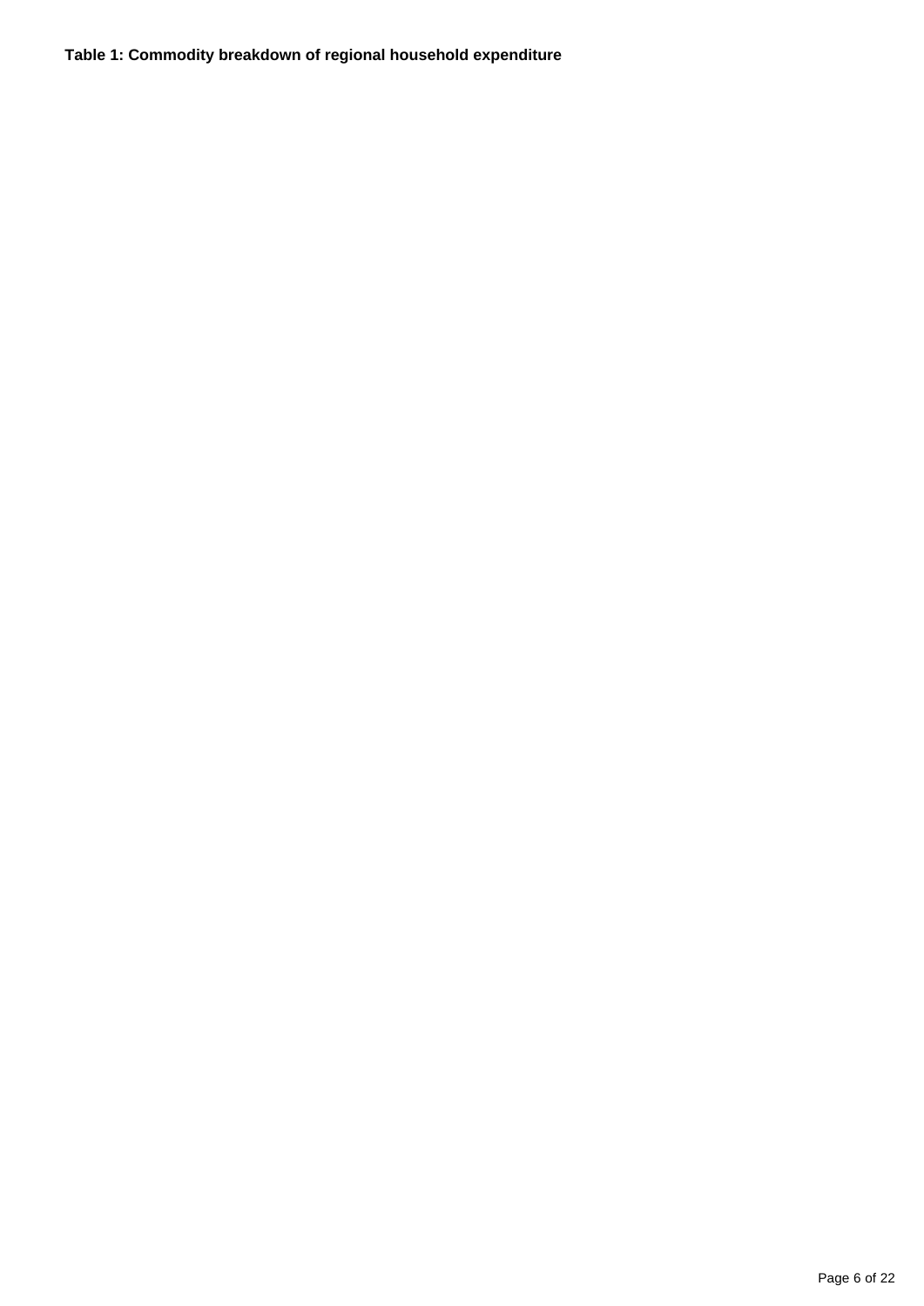**Table 1: Commodity breakdown of regional household expenditure**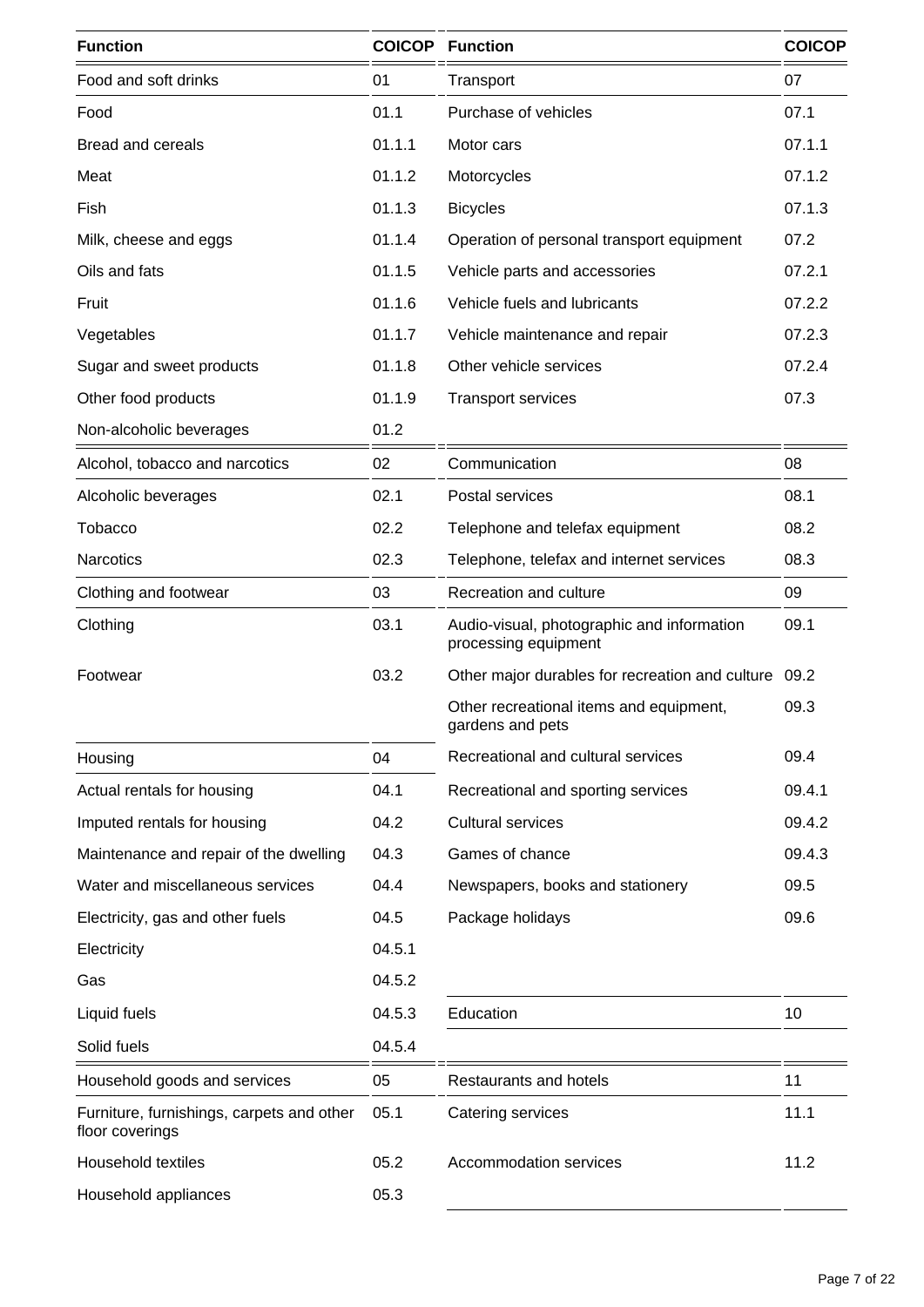| Function | COICOP | Function | COICOP |
|---|---|---|---|
| Food and soft drinks | 01 | Transport | 07 |
| Food | 01.1 | Purchase of vehicles | 07.1 |
| Bread and cereals | 01.1.1 | Motor cars | 07.1.1 |
| Meat | 01.1.2 | Motorcycles | 07.1.2 |
| Fish | 01.1.3 | Bicycles | 07.1.3 |
| Milk, cheese and eggs | 01.1.4 | Operation of personal transport equipment | 07.2 |
| Oils and fats | 01.1.5 | Vehicle parts and accessories | 07.2.1 |
| Fruit | 01.1.6 | Vehicle fuels and lubricants | 07.2.2 |
| Vegetables | 01.1.7 | Vehicle maintenance and repair | 07.2.3 |
| Sugar and sweet products | 01.1.8 | Other vehicle services | 07.2.4 |
| Other food products | 01.1.9 | Transport services | 07.3 |
| Non-alcoholic beverages | 01.2 | | |
| Alcohol, tobacco and narcotics | 02 | Communication | 08 |
| Alcoholic beverages | 02.1 | Postal services | 08.1 |
| Tobacco | 02.2 | Telephone and telefax equipment | 08.2 |
| Narcotics | 02.3 | Telephone, telefax and internet services | 08.3 |
| Clothing and footwear | 03 | Recreation and culture | 09 |
| Clothing | 03.1 | Audio-visual, photographic and information processing equipment | 09.1 |
| Footwear | 03.2 | Other major durables for recreation and culture | 09.2 |
| | | Other recreational items and equipment, gardens and pets | 09.3 |
| Housing | 04 | Recreational and cultural services | 09.4 |
| Actual rentals for housing | 04.1 | Recreational and sporting services | 09.4.1 |
| Imputed rentals for housing | 04.2 | Cultural services | 09.4.2 |
| Maintenance and repair of the dwelling | 04.3 | Games of chance | 09.4.3 |
| Water and miscellaneous services | 04.4 | Newspapers, books and stationery | 09.5 |
| Electricity, gas and other fuels | 04.5 | Package holidays | 09.6 |
| Electricity | 04.5.1 | | |
| Gas | 04.5.2 | | |
| Liquid fuels | 04.5.3 | Education | 10 |
| Solid fuels | 04.5.4 | | |
| Household goods and services | 05 | Restaurants and hotels | 11 |
| Furniture, furnishings, carpets and other floor coverings | 05.1 | Catering services | 11.1 |
| Household textiles | 05.2 | Accommodation services | 11.2 |
| Household appliances | 05.3 | | |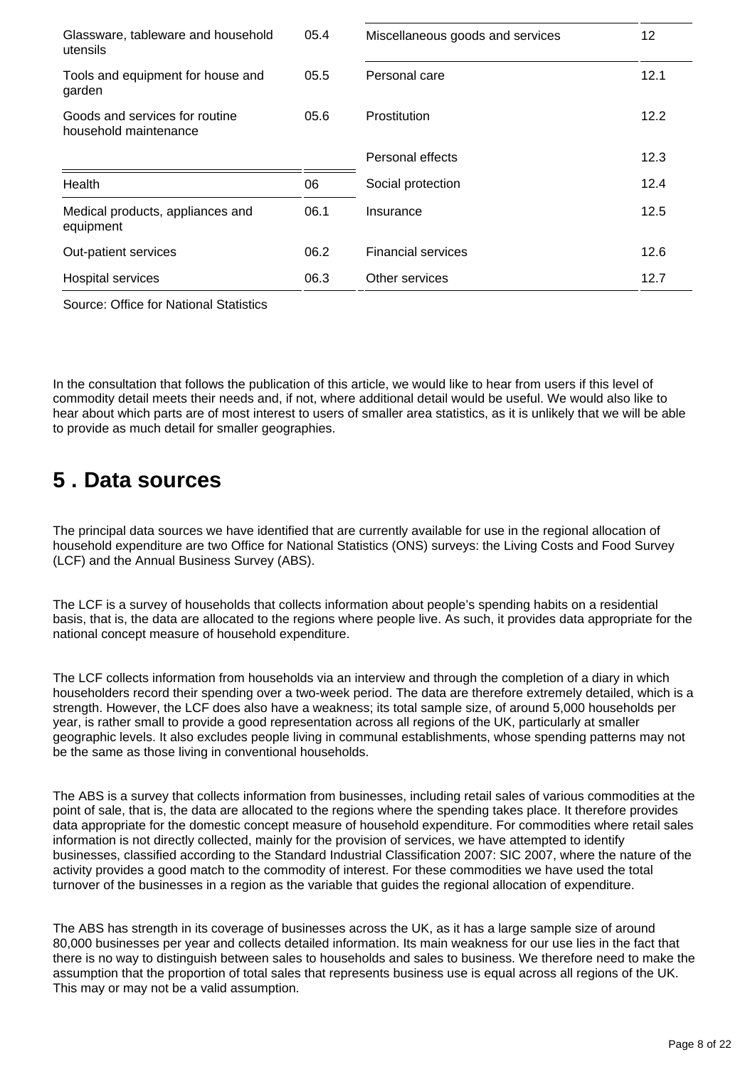| Category | Code | Category | Code |
|---|---|---|---|
| Glassware, tableware and household utensils | 05.4 | Miscellaneous goods and services | 12 |
| Tools and equipment for house and garden | 05.5 | Personal care | 12.1 |
| Goods and services for routine household maintenance | 05.6 | Prostitution | 12.2 |
| | | Personal effects | 12.3 |
| Health | 06 | Social protection | 12.4 |
| Medical products, appliances and equipment | 06.1 | Insurance | 12.5 |
| Out-patient services | 06.2 | Financial services | 12.6 |
| Hospital services | 06.3 | Other services | 12.7 |

Source: Office for National Statistics

In the consultation that follows the publication of this article, we would like to hear from users if this level of commodity detail meets their needs and, if not, where additional detail would be useful. We would also like to hear about which parts are of most interest to users of smaller area statistics, as it is unlikely that we will be able to provide as much detail for smaller geographies.

## 5 . Data sources

The principal data sources we have identified that are currently available for use in the regional allocation of household expenditure are two Office for National Statistics (ONS) surveys: the Living Costs and Food Survey (LCF) and the Annual Business Survey (ABS).

The LCF is a survey of households that collects information about people’s spending habits on a residential basis, that is, the data are allocated to the regions where people live. As such, it provides data appropriate for the national concept measure of household expenditure.

The LCF collects information from households via an interview and through the completion of a diary in which householders record their spending over a two-week period. The data are therefore extremely detailed, which is a strength. However, the LCF does also have a weakness; its total sample size, of around 5,000 households per year, is rather small to provide a good representation across all regions of the UK, particularly at smaller geographic levels. It also excludes people living in communal establishments, whose spending patterns may not be the same as those living in conventional households.

The ABS is a survey that collects information from businesses, including retail sales of various commodities at the point of sale, that is, the data are allocated to the regions where the spending takes place. It therefore provides data appropriate for the domestic concept measure of household expenditure. For commodities where retail sales information is not directly collected, mainly for the provision of services, we have attempted to identify businesses, classified according to the Standard Industrial Classification 2007: SIC 2007, where the nature of the activity provides a good match to the commodity of interest. For these commodities we have used the total turnover of the businesses in a region as the variable that guides the regional allocation of expenditure.

The ABS has strength in its coverage of businesses across the UK, as it has a large sample size of around 80,000 businesses per year and collects detailed information. Its main weakness for our use lies in the fact that there is no way to distinguish between sales to households and sales to business. We therefore need to make the assumption that the proportion of total sales that represents business use is equal across all regions of the UK. This may or may not be a valid assumption.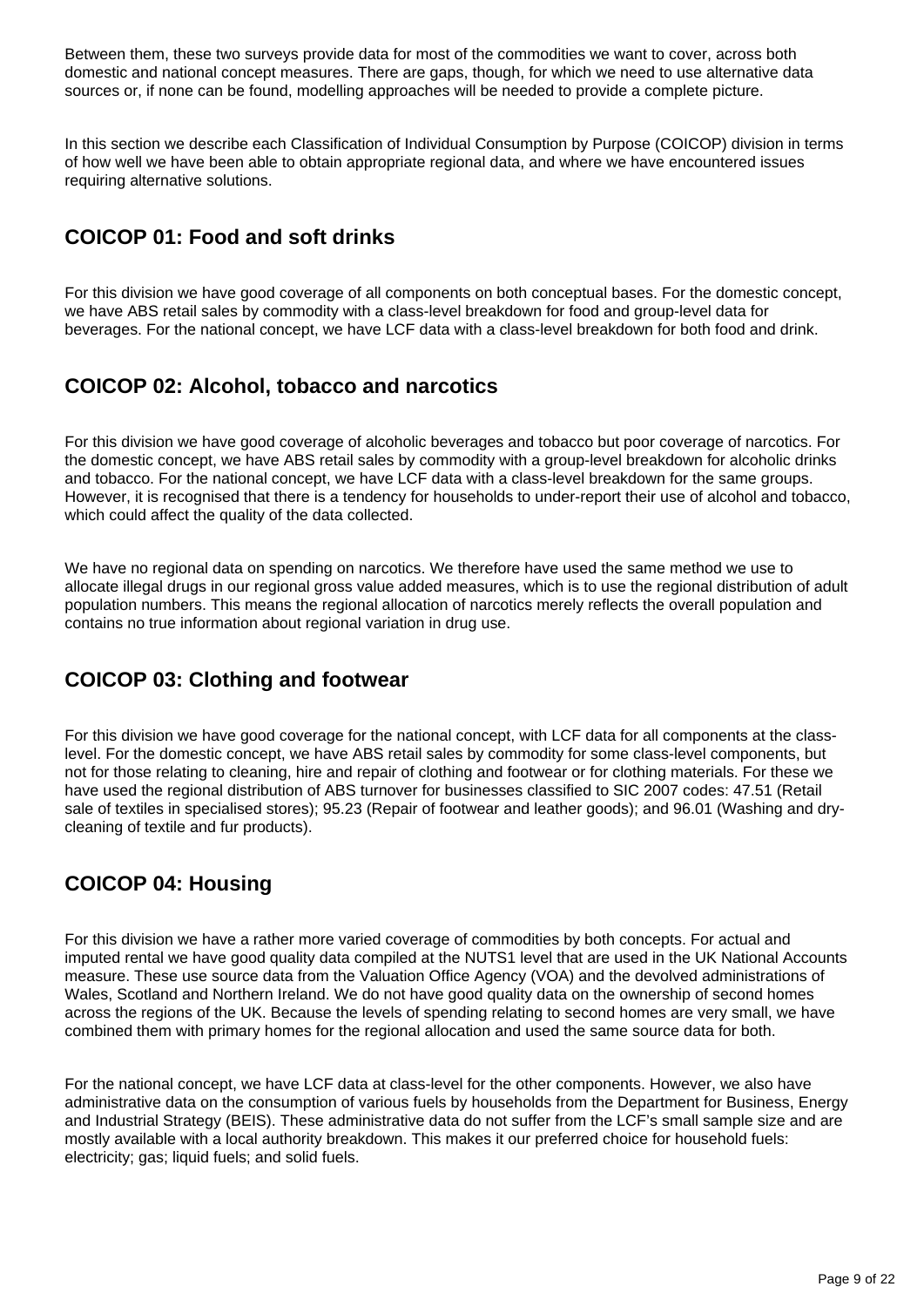Between them, these two surveys provide data for most of the commodities we want to cover, across both domestic and national concept measures. There are gaps, though, for which we need to use alternative data sources or, if none can be found, modelling approaches will be needed to provide a complete picture.

In this section we describe each Classification of Individual Consumption by Purpose (COICOP) division in terms of how well we have been able to obtain appropriate regional data, and where we have encountered issues requiring alternative solutions.

## COICOP 01: Food and soft drinks

For this division we have good coverage of all components on both conceptual bases. For the domestic concept, we have ABS retail sales by commodity with a class-level breakdown for food and group-level data for beverages. For the national concept, we have LCF data with a class-level breakdown for both food and drink.

## COICOP 02: Alcohol, tobacco and narcotics

For this division we have good coverage of alcoholic beverages and tobacco but poor coverage of narcotics. For the domestic concept, we have ABS retail sales by commodity with a group-level breakdown for alcoholic drinks and tobacco. For the national concept, we have LCF data with a class-level breakdown for the same groups. However, it is recognised that there is a tendency for households to under-report their use of alcohol and tobacco, which could affect the quality of the data collected.

We have no regional data on spending on narcotics. We therefore have used the same method we use to allocate illegal drugs in our regional gross value added measures, which is to use the regional distribution of adult population numbers. This means the regional allocation of narcotics merely reflects the overall population and contains no true information about regional variation in drug use.

## COICOP 03: Clothing and footwear

For this division we have good coverage for the national concept, with LCF data for all components at the class-level. For the domestic concept, we have ABS retail sales by commodity for some class-level components, but not for those relating to cleaning, hire and repair of clothing and footwear or for clothing materials. For these we have used the regional distribution of ABS turnover for businesses classified to SIC 2007 codes: 47.51 (Retail sale of textiles in specialised stores); 95.23 (Repair of footwear and leather goods); and 96.01 (Washing and dry-cleaning of textile and fur products).

## COICOP 04: Housing

For this division we have a rather more varied coverage of commodities by both concepts. For actual and imputed rental we have good quality data compiled at the NUTS1 level that are used in the UK National Accounts measure. These use source data from the Valuation Office Agency (VOA) and the devolved administrations of Wales, Scotland and Northern Ireland. We do not have good quality data on the ownership of second homes across the regions of the UK. Because the levels of spending relating to second homes are very small, we have combined them with primary homes for the regional allocation and used the same source data for both.

For the national concept, we have LCF data at class-level for the other components. However, we also have administrative data on the consumption of various fuels by households from the Department for Business, Energy and Industrial Strategy (BEIS). These administrative data do not suffer from the LCF's small sample size and are mostly available with a local authority breakdown. This makes it our preferred choice for household fuels: electricity; gas; liquid fuels; and solid fuels.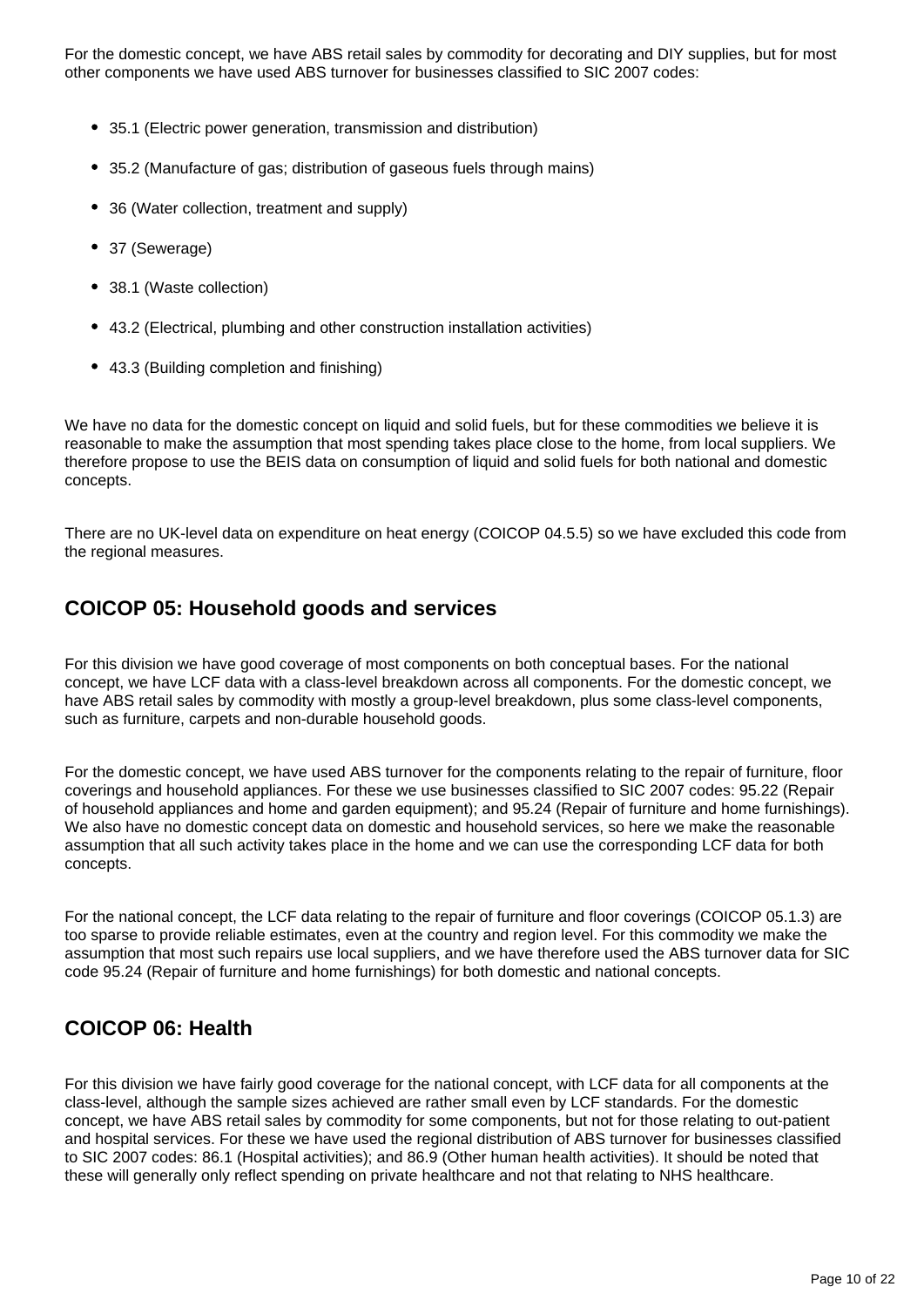For the domestic concept, we have ABS retail sales by commodity for decorating and DIY supplies, but for most other components we have used ABS turnover for businesses classified to SIC 2007 codes:

- 35.1 (Electric power generation, transmission and distribution)
- 35.2 (Manufacture of gas; distribution of gaseous fuels through mains)
- 36 (Water collection, treatment and supply)
- 37 (Sewerage)
- 38.1 (Waste collection)
- 43.2 (Electrical, plumbing and other construction installation activities)
- 43.3 (Building completion and finishing)

We have no data for the domestic concept on liquid and solid fuels, but for these commodities we believe it is reasonable to make the assumption that most spending takes place close to the home, from local suppliers. We therefore propose to use the BEIS data on consumption of liquid and solid fuels for both national and domestic concepts.

There are no UK-level data on expenditure on heat energy (COICOP 04.5.5) so we have excluded this code from the regional measures.

## COICOP 05: Household goods and services

For this division we have good coverage of most components on both conceptual bases. For the national concept, we have LCF data with a class-level breakdown across all components. For the domestic concept, we have ABS retail sales by commodity with mostly a group-level breakdown, plus some class-level components, such as furniture, carpets and non-durable household goods.

For the domestic concept, we have used ABS turnover for the components relating to the repair of furniture, floor coverings and household appliances. For these we use businesses classified to SIC 2007 codes: 95.22 (Repair of household appliances and home and garden equipment); and 95.24 (Repair of furniture and home furnishings). We also have no domestic concept data on domestic and household services, so here we make the reasonable assumption that all such activity takes place in the home and we can use the corresponding LCF data for both concepts.

For the national concept, the LCF data relating to the repair of furniture and floor coverings (COICOP 05.1.3) are too sparse to provide reliable estimates, even at the country and region level. For this commodity we make the assumption that most such repairs use local suppliers, and we have therefore used the ABS turnover data for SIC code 95.24 (Repair of furniture and home furnishings) for both domestic and national concepts.

## COICOP 06: Health

For this division we have fairly good coverage for the national concept, with LCF data for all components at the class-level, although the sample sizes achieved are rather small even by LCF standards. For the domestic concept, we have ABS retail sales by commodity for some components, but not for those relating to out-patient and hospital services. For these we have used the regional distribution of ABS turnover for businesses classified to SIC 2007 codes: 86.1 (Hospital activities); and 86.9 (Other human health activities). It should be noted that these will generally only reflect spending on private healthcare and not that relating to NHS healthcare.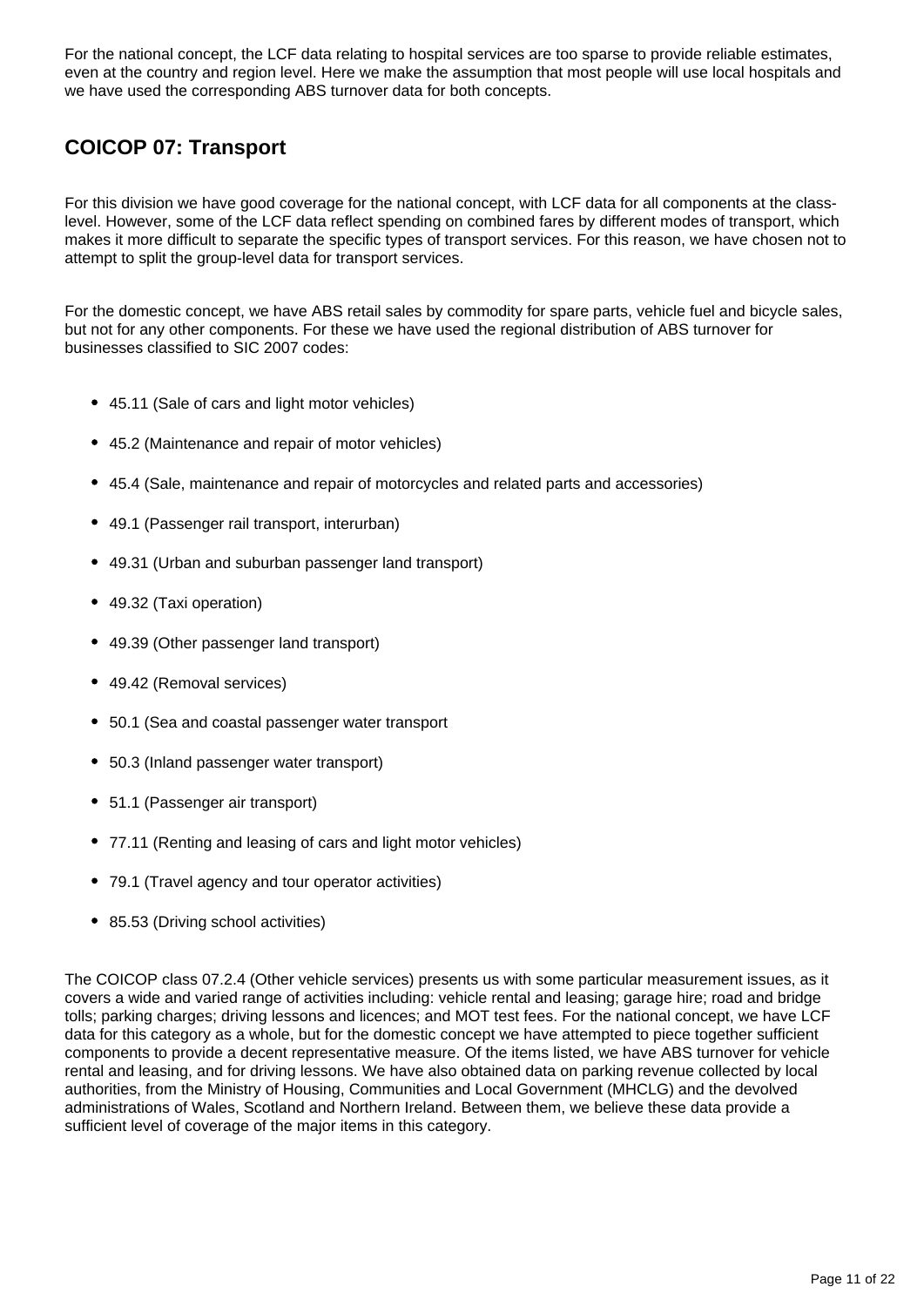For the national concept, the LCF data relating to hospital services are too sparse to provide reliable estimates, even at the country and region level. Here we make the assumption that most people will use local hospitals and we have used the corresponding ABS turnover data for both concepts.

## COICOP 07: Transport

For this division we have good coverage for the national concept, with LCF data for all components at the class-level. However, some of the LCF data reflect spending on combined fares by different modes of transport, which makes it more difficult to separate the specific types of transport services. For this reason, we have chosen not to attempt to split the group-level data for transport services.

For the domestic concept, we have ABS retail sales by commodity for spare parts, vehicle fuel and bicycle sales, but not for any other components. For these we have used the regional distribution of ABS turnover for businesses classified to SIC 2007 codes:

- 45.11 (Sale of cars and light motor vehicles)
- 45.2 (Maintenance and repair of motor vehicles)
- 45.4 (Sale, maintenance and repair of motorcycles and related parts and accessories)
- 49.1 (Passenger rail transport, interurban)
- 49.31 (Urban and suburban passenger land transport)
- 49.32 (Taxi operation)
- 49.39 (Other passenger land transport)
- 49.42 (Removal services)
- 50.1 (Sea and coastal passenger water transport
- 50.3 (Inland passenger water transport)
- 51.1 (Passenger air transport)
- 77.11 (Renting and leasing of cars and light motor vehicles)
- 79.1 (Travel agency and tour operator activities)
- 85.53 (Driving school activities)

The COICOP class 07.2.4 (Other vehicle services) presents us with some particular measurement issues, as it covers a wide and varied range of activities including: vehicle rental and leasing; garage hire; road and bridge tolls; parking charges; driving lessons and licences; and MOT test fees. For the national concept, we have LCF data for this category as a whole, but for the domestic concept we have attempted to piece together sufficient components to provide a decent representative measure. Of the items listed, we have ABS turnover for vehicle rental and leasing, and for driving lessons. We have also obtained data on parking revenue collected by local authorities, from the Ministry of Housing, Communities and Local Government (MHCLG) and the devolved administrations of Wales, Scotland and Northern Ireland. Between them, we believe these data provide a sufficient level of coverage of the major items in this category.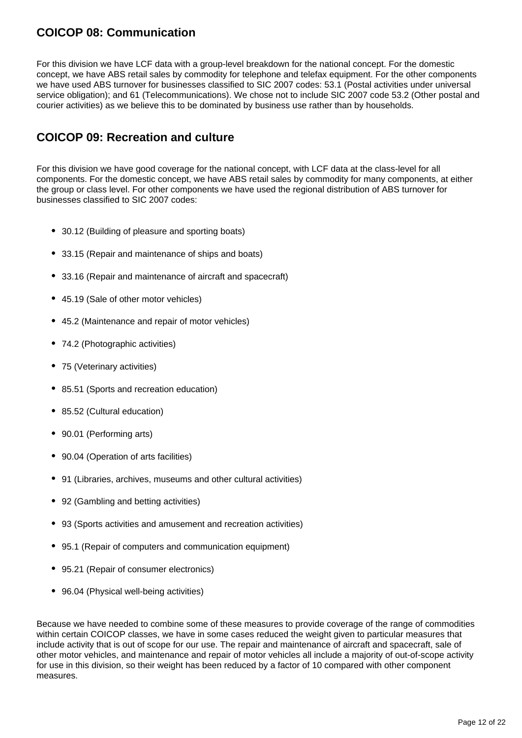### COICOP 08: Communication

For this division we have LCF data with a group-level breakdown for the national concept. For the domestic concept, we have ABS retail sales by commodity for telephone and telefax equipment. For the other components we have used ABS turnover for businesses classified to SIC 2007 codes: 53.1 (Postal activities under universal service obligation); and 61 (Telecommunications). We chose not to include SIC 2007 code 53.2 (Other postal and courier activities) as we believe this to be dominated by business use rather than by households.

### COICOP 09: Recreation and culture

For this division we have good coverage for the national concept, with LCF data at the class-level for all components. For the domestic concept, we have ABS retail sales by commodity for many components, at either the group or class level. For other components we have used the regional distribution of ABS turnover for businesses classified to SIC 2007 codes:

- 30.12 (Building of pleasure and sporting boats)
- 33.15 (Repair and maintenance of ships and boats)
- 33.16 (Repair and maintenance of aircraft and spacecraft)
- 45.19 (Sale of other motor vehicles)
- 45.2 (Maintenance and repair of motor vehicles)
- 74.2 (Photographic activities)
- 75 (Veterinary activities)
- 85.51 (Sports and recreation education)
- 85.52 (Cultural education)
- 90.01 (Performing arts)
- 90.04 (Operation of arts facilities)
- 91 (Libraries, archives, museums and other cultural activities)
- 92 (Gambling and betting activities)
- 93 (Sports activities and amusement and recreation activities)
- 95.1 (Repair of computers and communication equipment)
- 95.21 (Repair of consumer electronics)
- 96.04 (Physical well-being activities)

Because we have needed to combine some of these measures to provide coverage of the range of commodities within certain COICOP classes, we have in some cases reduced the weight given to particular measures that include activity that is out of scope for our use. The repair and maintenance of aircraft and spacecraft, sale of other motor vehicles, and maintenance and repair of motor vehicles all include a majority of out-of-scope activity for use in this division, so their weight has been reduced by a factor of 10 compared with other component measures.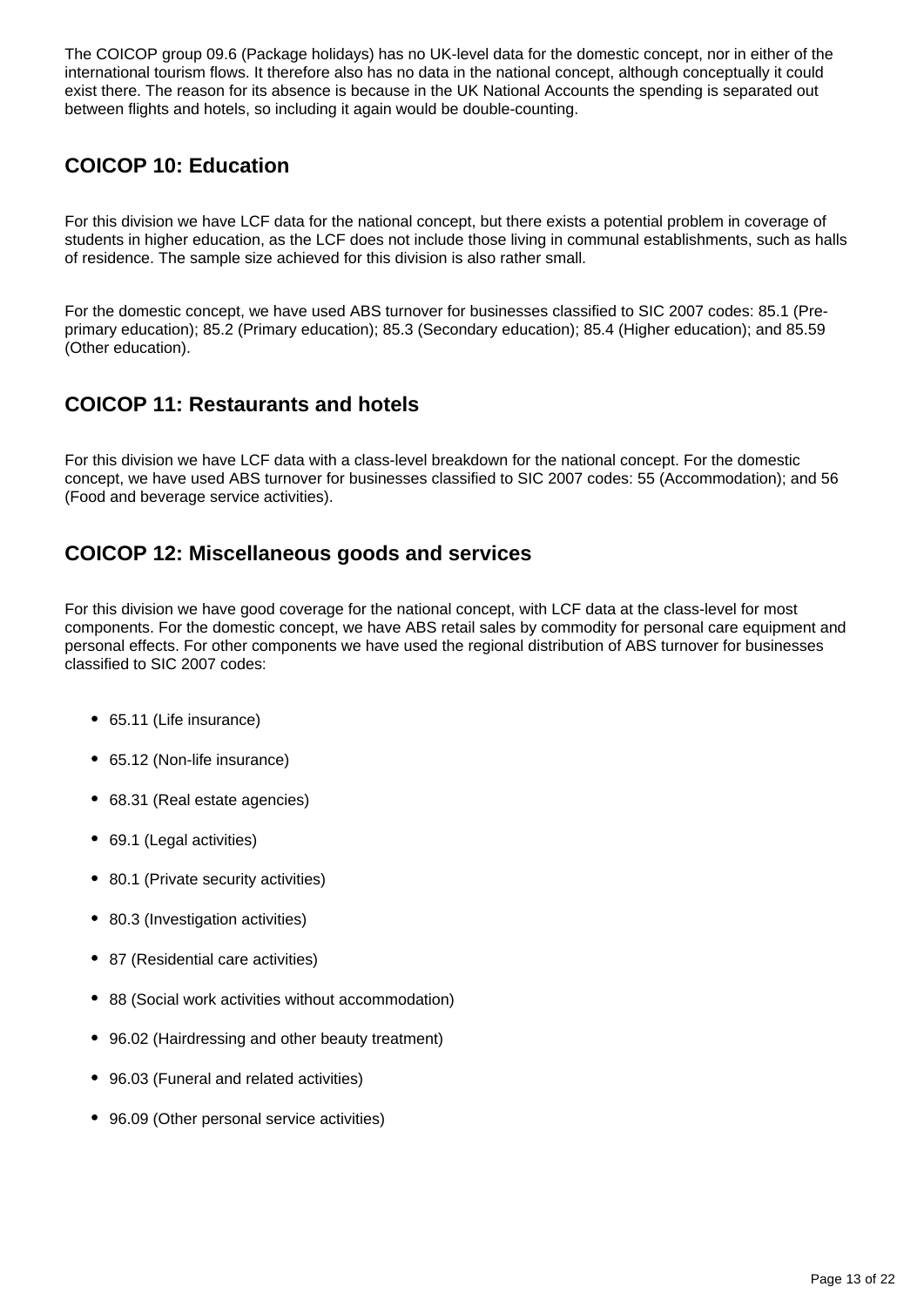The COICOP group 09.6 (Package holidays) has no UK-level data for the domestic concept, nor in either of the international tourism flows. It therefore also has no data in the national concept, although conceptually it could exist there. The reason for its absence is because in the UK National Accounts the spending is separated out between flights and hotels, so including it again would be double-counting.

## COICOP 10: Education

For this division we have LCF data for the national concept, but there exists a potential problem in coverage of students in higher education, as the LCF does not include those living in communal establishments, such as halls of residence. The sample size achieved for this division is also rather small.

For the domestic concept, we have used ABS turnover for businesses classified to SIC 2007 codes: 85.1 (Pre-primary education); 85.2 (Primary education); 85.3 (Secondary education); 85.4 (Higher education); and 85.59 (Other education).

## COICOP 11: Restaurants and hotels

For this division we have LCF data with a class-level breakdown for the national concept. For the domestic concept, we have used ABS turnover for businesses classified to SIC 2007 codes: 55 (Accommodation); and 56 (Food and beverage service activities).

## COICOP 12: Miscellaneous goods and services

For this division we have good coverage for the national concept, with LCF data at the class-level for most components. For the domestic concept, we have ABS retail sales by commodity for personal care equipment and personal effects. For other components we have used the regional distribution of ABS turnover for businesses classified to SIC 2007 codes:

- 65.11 (Life insurance)
- 65.12 (Non-life insurance)
- 68.31 (Real estate agencies)
- 69.1 (Legal activities)
- 80.1 (Private security activities)
- 80.3 (Investigation activities)
- 87 (Residential care activities)
- 88 (Social work activities without accommodation)
- 96.02 (Hairdressing and other beauty treatment)
- 96.03 (Funeral and related activities)
- 96.09 (Other personal service activities)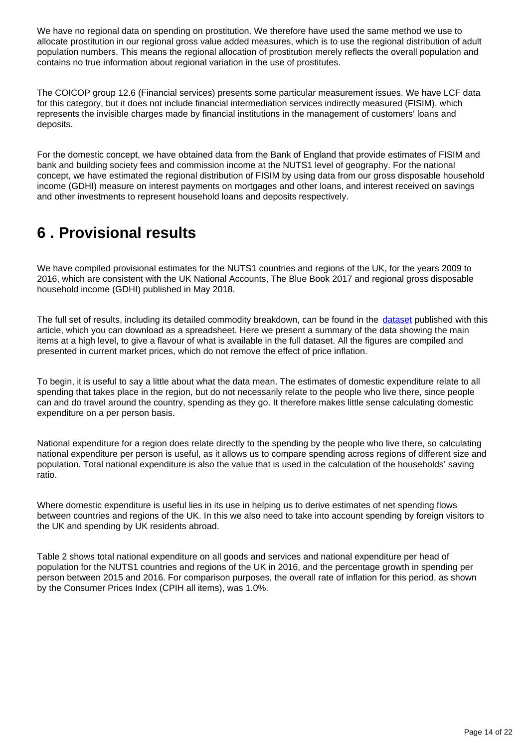We have no regional data on spending on prostitution. We therefore have used the same method we use to allocate prostitution in our regional gross value added measures, which is to use the regional distribution of adult population numbers. This means the regional allocation of prostitution merely reflects the overall population and contains no true information about regional variation in the use of prostitutes.

The COICOP group 12.6 (Financial services) presents some particular measurement issues. We have LCF data for this category, but it does not include financial intermediation services indirectly measured (FISIM), which represents the invisible charges made by financial institutions in the management of customers' loans and deposits.

For the domestic concept, we have obtained data from the Bank of England that provide estimates of FISIM and bank and building society fees and commission income at the NUTS1 level of geography. For the national concept, we have estimated the regional distribution of FISIM by using data from our gross disposable household income (GDHI) measure on interest payments on mortgages and other loans, and interest received on savings and other investments to represent household loans and deposits respectively.

# 6 . Provisional results

We have compiled provisional estimates for the NUTS1 countries and regions of the UK, for the years 2009 to 2016, which are consistent with the UK National Accounts, The Blue Book 2017 and regional gross disposable household income (GDHI) published in May 2018.

The full set of results, including its detailed commodity breakdown, can be found in the [dataset] published with this article, which you can download as a spreadsheet. Here we present a summary of the data showing the main items at a high level, to give a flavour of what is available in the full dataset. All the figures are compiled and presented in current market prices, which do not remove the effect of price inflation.

To begin, it is useful to say a little about what the data mean. The estimates of domestic expenditure relate to all spending that takes place in the region, but do not necessarily relate to the people who live there, since people can and do travel around the country, spending as they go. It therefore makes little sense calculating domestic expenditure on a per person basis.

National expenditure for a region does relate directly to the spending by the people who live there, so calculating national expenditure per person is useful, as it allows us to compare spending across regions of different size and population. Total national expenditure is also the value that is used in the calculation of the households' saving ratio.

Where domestic expenditure is useful lies in its use in helping us to derive estimates of net spending flows between countries and regions of the UK. In this we also need to take into account spending by foreign visitors to the UK and spending by UK residents abroad.

Table 2 shows total national expenditure on all goods and services and national expenditure per head of population for the NUTS1 countries and regions of the UK in 2016, and the percentage growth in spending per person between 2015 and 2016. For comparison purposes, the overall rate of inflation for this period, as shown by the Consumer Prices Index (CPIH all items), was 1.0%.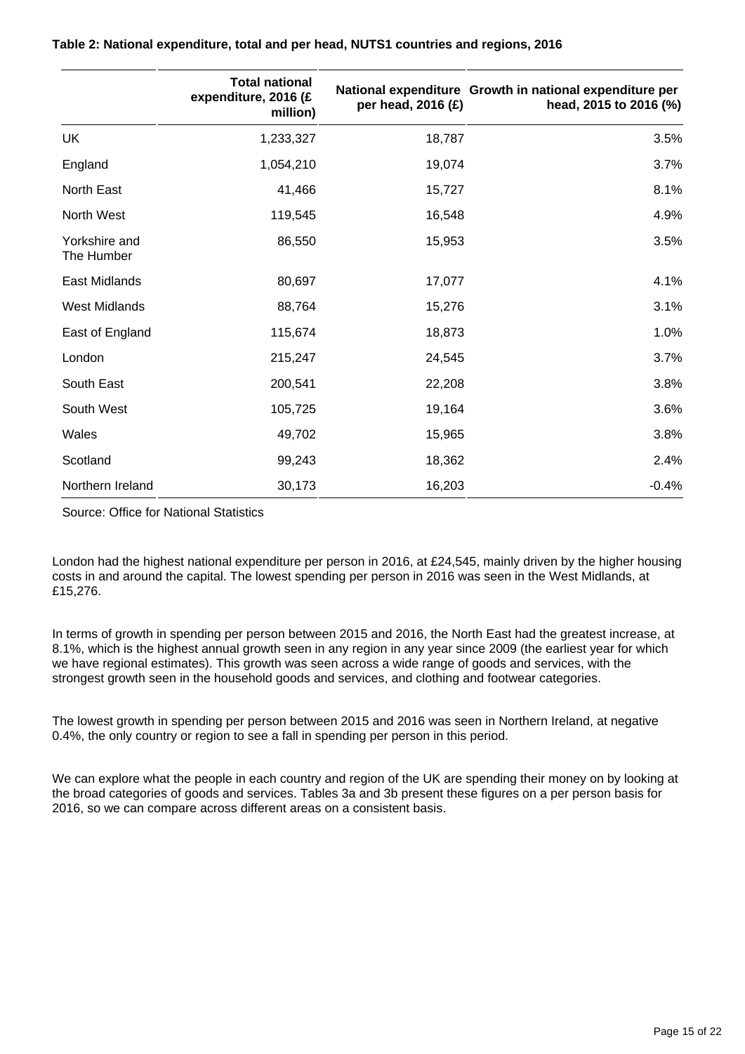**Table 2: National expenditure, total and per head, NUTS1 countries and regions, 2016**

| | Total national expenditure, 2016 (£ million) | National expenditure per head, 2016 (£) | Growth in national expenditure per head, 2015 to 2016 (%) |
|---|---|---|---|
| UK | 1,233,327 | 18,787 | 3.5% |
| England | 1,054,210 | 19,074 | 3.7% |
| North East | 41,466 | 15,727 | 8.1% |
| North West | 119,545 | 16,548 | 4.9% |
| Yorkshire and The Humber | 86,550 | 15,953 | 3.5% |
| East Midlands | 80,697 | 17,077 | 4.1% |
| West Midlands | 88,764 | 15,276 | 3.1% |
| East of England | 115,674 | 18,873 | 1.0% |
| London | 215,247 | 24,545 | 3.7% |
| South East | 200,541 | 22,208 | 3.8% |
| South West | 105,725 | 19,164 | 3.6% |
| Wales | 49,702 | 15,965 | 3.8% |
| Scotland | 99,243 | 18,362 | 2.4% |
| Northern Ireland | 30,173 | 16,203 | -0.4% |

Source: Office for National Statistics

London had the highest national expenditure per person in 2016, at £24,545, mainly driven by the higher housing costs in and around the capital. The lowest spending per person in 2016 was seen in the West Midlands, at £15,276.

In terms of growth in spending per person between 2015 and 2016, the North East had the greatest increase, at 8.1%, which is the highest annual growth seen in any region in any year since 2009 (the earliest year for which we have regional estimates). This growth was seen across a wide range of goods and services, with the strongest growth seen in the household goods and services, and clothing and footwear categories.

The lowest growth in spending per person between 2015 and 2016 was seen in Northern Ireland, at negative 0.4%, the only country or region to see a fall in spending per person in this period.

We can explore what the people in each country and region of the UK are spending their money on by looking at the broad categories of goods and services. Tables 3a and 3b present these figures on a per person basis for 2016, so we can compare across different areas on a consistent basis.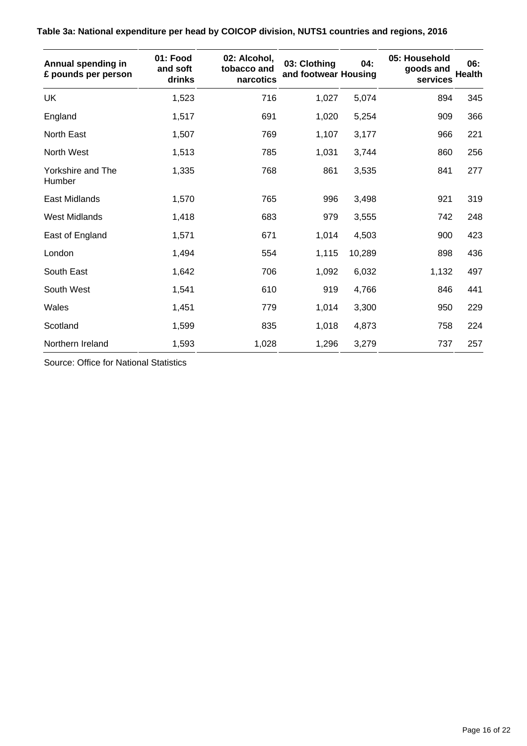**Table 3a: National expenditure per head by COICOP division, NUTS1 countries and regions, 2016**

| Annual spending in £ pounds per person | 01: Food and soft drinks | 02: Alcohol, tobacco and narcotics | 03: Clothing and footwear | 04: Housing | 05: Household goods and services | 06: Health |
|---|---|---|---|---|---|---|
| UK | 1,523 | 716 | 1,027 | 5,074 | 894 | 345 |
| England | 1,517 | 691 | 1,020 | 5,254 | 909 | 366 |
| North East | 1,507 | 769 | 1,107 | 3,177 | 966 | 221 |
| North West | 1,513 | 785 | 1,031 | 3,744 | 860 | 256 |
| Yorkshire and The Humber | 1,335 | 768 | 861 | 3,535 | 841 | 277 |
| East Midlands | 1,570 | 765 | 996 | 3,498 | 921 | 319 |
| West Midlands | 1,418 | 683 | 979 | 3,555 | 742 | 248 |
| East of England | 1,571 | 671 | 1,014 | 4,503 | 900 | 423 |
| London | 1,494 | 554 | 1,115 | 10,289 | 898 | 436 |
| South East | 1,642 | 706 | 1,092 | 6,032 | 1,132 | 497 |
| South West | 1,541 | 610 | 919 | 4,766 | 846 | 441 |
| Wales | 1,451 | 779 | 1,014 | 3,300 | 950 | 229 |
| Scotland | 1,599 | 835 | 1,018 | 4,873 | 758 | 224 |
| Northern Ireland | 1,593 | 1,028 | 1,296 | 3,279 | 737 | 257 |

Source: Office for National Statistics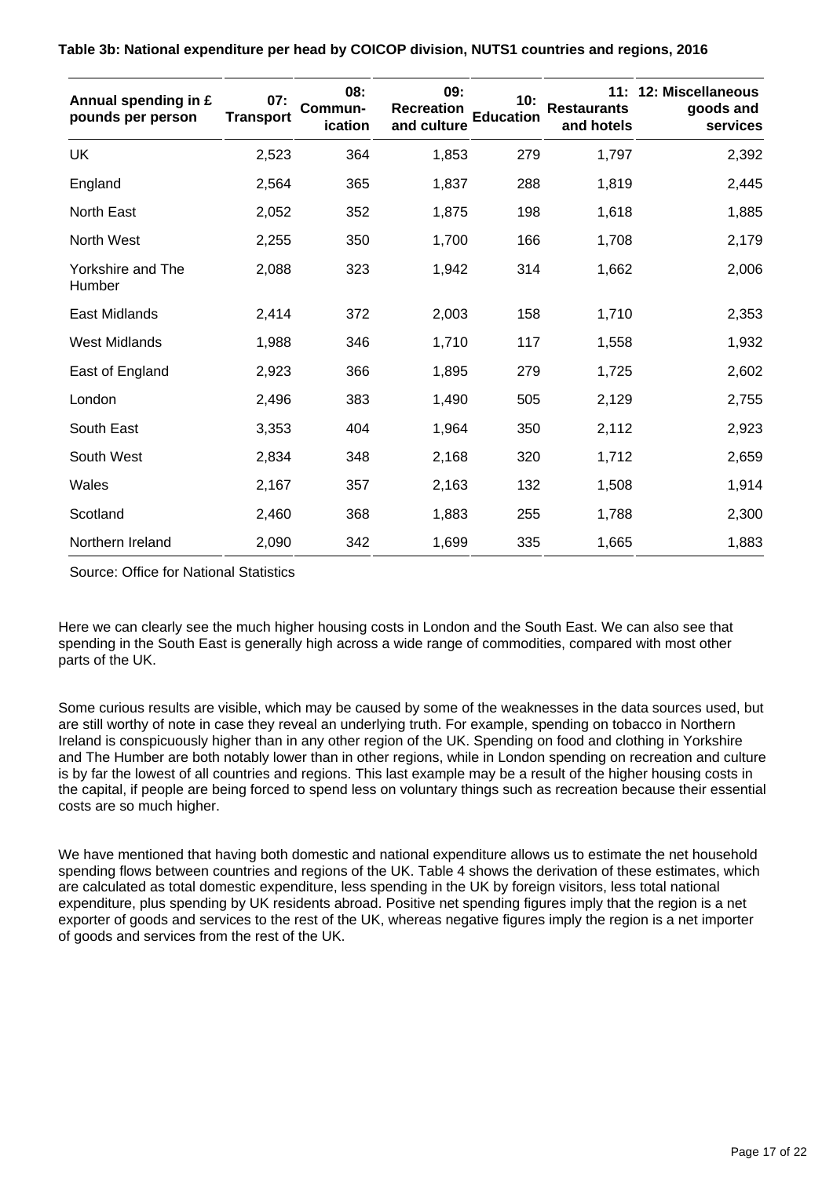**Table 3b: National expenditure per head by COICOP division, NUTS1 countries and regions, 2016**

| Annual spending in £ pounds per person | 07: Transport | 08: Commun-ication | 09: Recreation and culture | 10: Education | 11: Restaurants and hotels | 12: Miscellaneous goods and services |
|---|---|---|---|---|---|---|
| UK | 2,523 | 364 | 1,853 | 279 | 1,797 | 2,392 |
| England | 2,564 | 365 | 1,837 | 288 | 1,819 | 2,445 |
| North East | 2,052 | 352 | 1,875 | 198 | 1,618 | 1,885 |
| North West | 2,255 | 350 | 1,700 | 166 | 1,708 | 2,179 |
| Yorkshire and The Humber | 2,088 | 323 | 1,942 | 314 | 1,662 | 2,006 |
| East Midlands | 2,414 | 372 | 2,003 | 158 | 1,710 | 2,353 |
| West Midlands | 1,988 | 346 | 1,710 | 117 | 1,558 | 1,932 |
| East of England | 2,923 | 366 | 1,895 | 279 | 1,725 | 2,602 |
| London | 2,496 | 383 | 1,490 | 505 | 2,129 | 2,755 |
| South East | 3,353 | 404 | 1,964 | 350 | 2,112 | 2,923 |
| South West | 2,834 | 348 | 2,168 | 320 | 1,712 | 2,659 |
| Wales | 2,167 | 357 | 2,163 | 132 | 1,508 | 1,914 |
| Scotland | 2,460 | 368 | 1,883 | 255 | 1,788 | 2,300 |
| Northern Ireland | 2,090 | 342 | 1,699 | 335 | 1,665 | 1,883 |

Source: Office for National Statistics

Here we can clearly see the much higher housing costs in London and the South East. We can also see that spending in the South East is generally high across a wide range of commodities, compared with most other parts of the UK.

Some curious results are visible, which may be caused by some of the weaknesses in the data sources used, but are still worthy of note in case they reveal an underlying truth. For example, spending on tobacco in Northern Ireland is conspicuously higher than in any other region of the UK. Spending on food and clothing in Yorkshire and The Humber are both notably lower than in other regions, while in London spending on recreation and culture is by far the lowest of all countries and regions. This last example may be a result of the higher housing costs in the capital, if people are being forced to spend less on voluntary things such as recreation because their essential costs are so much higher.

We have mentioned that having both domestic and national expenditure allows us to estimate the net household spending flows between countries and regions of the UK. Table 4 shows the derivation of these estimates, which are calculated as total domestic expenditure, less spending in the UK by foreign visitors, less total national expenditure, plus spending by UK residents abroad. Positive net spending figures imply that the region is a net exporter of goods and services to the rest of the UK, whereas negative figures imply the region is a net importer of goods and services from the rest of the UK.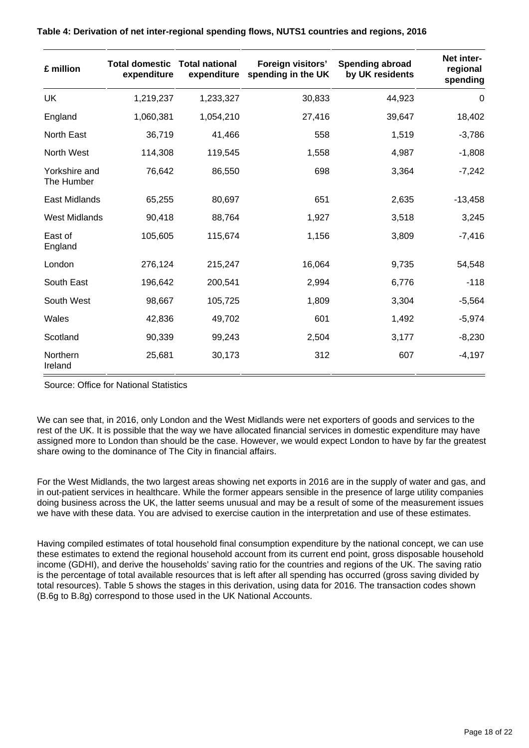**Table 4: Derivation of net inter-regional spending flows, NUTS1 countries and regions, 2016**

| £ million | Total domestic expenditure | Total national expenditure | Foreign visitors' spending in the UK | Spending abroad by UK residents | Net inter-regional spending |
|---|---|---|---|---|---|
| UK | 1,219,237 | 1,233,327 | 30,833 | 44,923 | 0 |
| England | 1,060,381 | 1,054,210 | 27,416 | 39,647 | 18,402 |
| North East | 36,719 | 41,466 | 558 | 1,519 | -3,786 |
| North West | 114,308 | 119,545 | 1,558 | 4,987 | -1,808 |
| Yorkshire and The Humber | 76,642 | 86,550 | 698 | 3,364 | -7,242 |
| East Midlands | 65,255 | 80,697 | 651 | 2,635 | -13,458 |
| West Midlands | 90,418 | 88,764 | 1,927 | 3,518 | 3,245 |
| East of England | 105,605 | 115,674 | 1,156 | 3,809 | -7,416 |
| London | 276,124 | 215,247 | 16,064 | 9,735 | 54,548 |
| South East | 196,642 | 200,541 | 2,994 | 6,776 | -118 |
| South West | 98,667 | 105,725 | 1,809 | 3,304 | -5,564 |
| Wales | 42,836 | 49,702 | 601 | 1,492 | -5,974 |
| Scotland | 90,339 | 99,243 | 2,504 | 3,177 | -8,230 |
| Northern Ireland | 25,681 | 30,173 | 312 | 607 | -4,197 |

Source: Office for National Statistics

We can see that, in 2016, only London and the West Midlands were net exporters of goods and services to the rest of the UK. It is possible that the way we have allocated financial services in domestic expenditure may have assigned more to London than should be the case. However, we would expect London to have by far the greatest share owing to the dominance of The City in financial affairs.

For the West Midlands, the two largest areas showing net exports in 2016 are in the supply of water and gas, and in out-patient services in healthcare. While the former appears sensible in the presence of large utility companies doing business across the UK, the latter seems unusual and may be a result of some of the measurement issues we have with these data. You are advised to exercise caution in the interpretation and use of these estimates.

Having compiled estimates of total household final consumption expenditure by the national concept, we can use these estimates to extend the regional household account from its current end point, gross disposable household income (GDHI), and derive the households' saving ratio for the countries and regions of the UK. The saving ratio is the percentage of total available resources that is left after all spending has occurred (gross saving divided by total resources). Table 5 shows the stages in this derivation, using data for 2016. The transaction codes shown (B.6g to B.8g) correspond to those used in the UK National Accounts.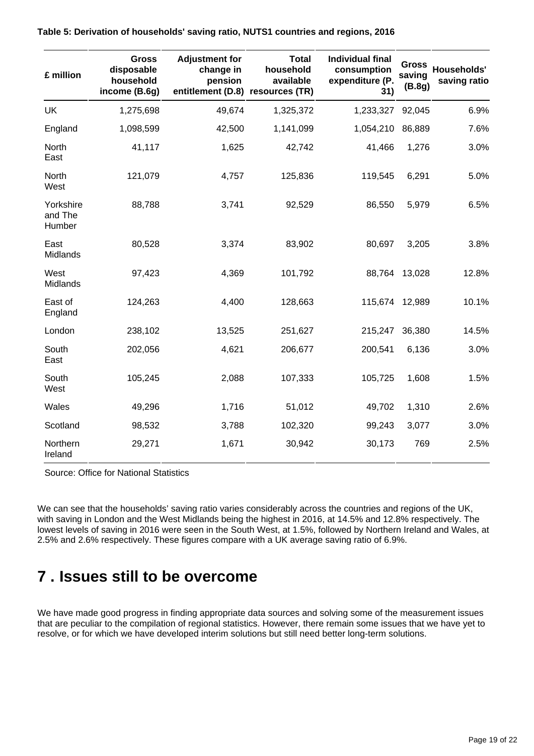**Table 5: Derivation of households' saving ratio, NUTS1 countries and regions, 2016**

| £ million | Gross disposable household income (B.6g) | Adjustment for change in pension entitlement (D.8) | Total household available resources (TR) | Individual final consumption expenditure (P. 31) | Gross saving (B.8g) | Households' saving ratio |
|---|---|---|---|---|---|---|
| UK | 1,275,698 | 49,674 | 1,325,372 | 1,233,327 | 92,045 | 6.9% |
| England | 1,098,599 | 42,500 | 1,141,099 | 1,054,210 | 86,889 | 7.6% |
| North East | 41,117 | 1,625 | 42,742 | 41,466 | 1,276 | 3.0% |
| North West | 121,079 | 4,757 | 125,836 | 119,545 | 6,291 | 5.0% |
| Yorkshire and The Humber | 88,788 | 3,741 | 92,529 | 86,550 | 5,979 | 6.5% |
| East Midlands | 80,528 | 3,374 | 83,902 | 80,697 | 3,205 | 3.8% |
| West Midlands | 97,423 | 4,369 | 101,792 | 88,764 | 13,028 | 12.8% |
| East of England | 124,263 | 4,400 | 128,663 | 115,674 | 12,989 | 10.1% |
| London | 238,102 | 13,525 | 251,627 | 215,247 | 36,380 | 14.5% |
| South East | 202,056 | 4,621 | 206,677 | 200,541 | 6,136 | 3.0% |
| South West | 105,245 | 2,088 | 107,333 | 105,725 | 1,608 | 1.5% |
| Wales | 49,296 | 1,716 | 51,012 | 49,702 | 1,310 | 2.6% |
| Scotland | 98,532 | 3,788 | 102,320 | 99,243 | 3,077 | 3.0% |
| Northern Ireland | 29,271 | 1,671 | 30,942 | 30,173 | 769 | 2.5% |

Source: Office for National Statistics

We can see that the households' saving ratio varies considerably across the countries and regions of the UK, with saving in London and the West Midlands being the highest in 2016, at 14.5% and 12.8% respectively. The lowest levels of saving in 2016 were seen in the South West, at 1.5%, followed by Northern Ireland and Wales, at 2.5% and 2.6% respectively. These figures compare with a UK average saving ratio of 6.9%.

## 7 . Issues still to be overcome

We have made good progress in finding appropriate data sources and solving some of the measurement issues that are peculiar to the compilation of regional statistics. However, there remain some issues that we have yet to resolve, or for which we have developed interim solutions but still need better long-term solutions.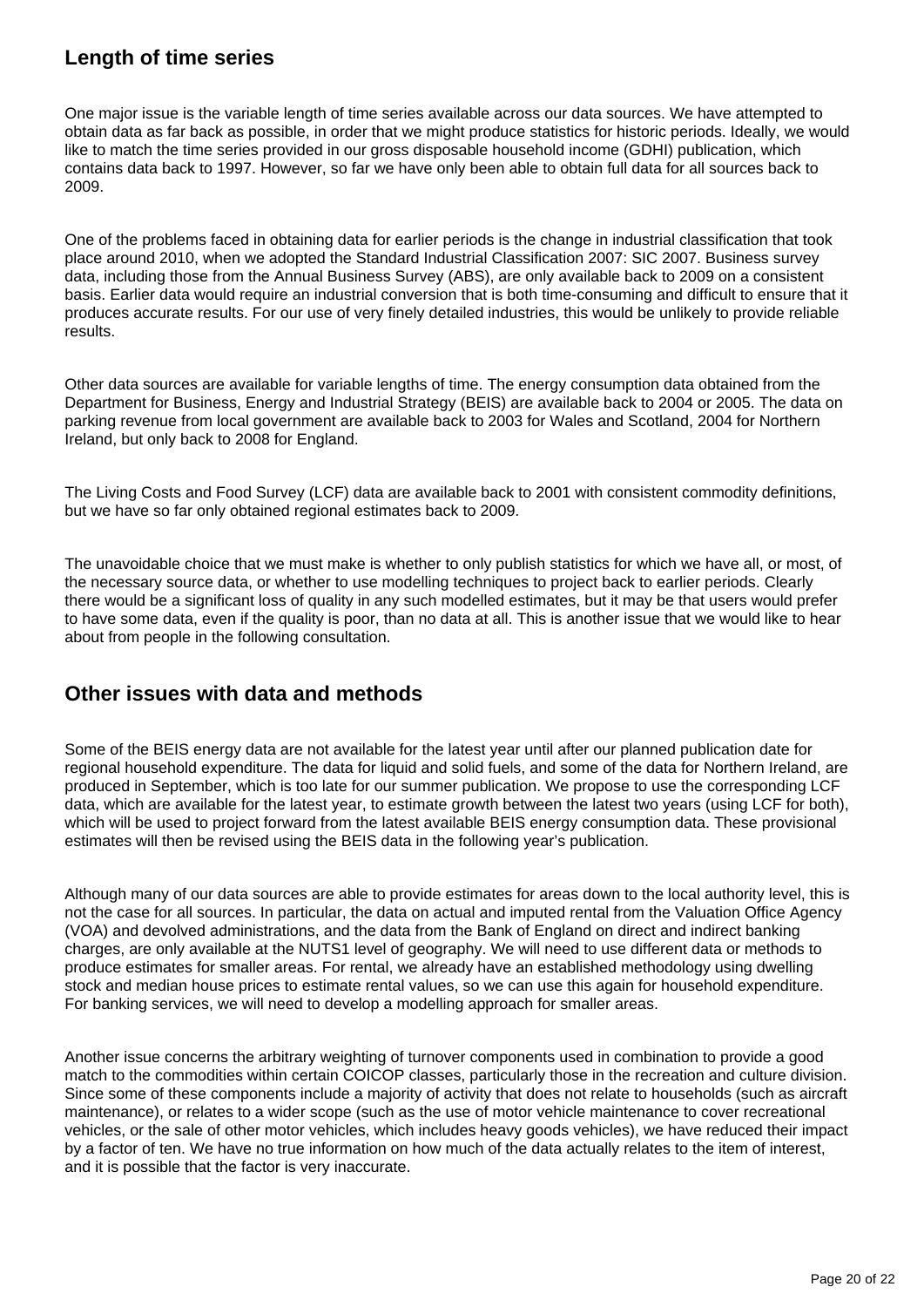## Length of time series

One major issue is the variable length of time series available across our data sources. We have attempted to obtain data as far back as possible, in order that we might produce statistics for historic periods. Ideally, we would like to match the time series provided in our gross disposable household income (GDHI) publication, which contains data back to 1997. However, so far we have only been able to obtain full data for all sources back to 2009.

One of the problems faced in obtaining data for earlier periods is the change in industrial classification that took place around 2010, when we adopted the Standard Industrial Classification 2007: SIC 2007. Business survey data, including those from the Annual Business Survey (ABS), are only available back to 2009 on a consistent basis. Earlier data would require an industrial conversion that is both time-consuming and difficult to ensure that it produces accurate results. For our use of very finely detailed industries, this would be unlikely to provide reliable results.

Other data sources are available for variable lengths of time. The energy consumption data obtained from the Department for Business, Energy and Industrial Strategy (BEIS) are available back to 2004 or 2005. The data on parking revenue from local government are available back to 2003 for Wales and Scotland, 2004 for Northern Ireland, but only back to 2008 for England.

The Living Costs and Food Survey (LCF) data are available back to 2001 with consistent commodity definitions, but we have so far only obtained regional estimates back to 2009.

The unavoidable choice that we must make is whether to only publish statistics for which we have all, or most, of the necessary source data, or whether to use modelling techniques to project back to earlier periods. Clearly there would be a significant loss of quality in any such modelled estimates, but it may be that users would prefer to have some data, even if the quality is poor, than no data at all. This is another issue that we would like to hear about from people in the following consultation.

## Other issues with data and methods

Some of the BEIS energy data are not available for the latest year until after our planned publication date for regional household expenditure. The data for liquid and solid fuels, and some of the data for Northern Ireland, are produced in September, which is too late for our summer publication. We propose to use the corresponding LCF data, which are available for the latest year, to estimate growth between the latest two years (using LCF for both), which will be used to project forward from the latest available BEIS energy consumption data. These provisional estimates will then be revised using the BEIS data in the following year's publication.

Although many of our data sources are able to provide estimates for areas down to the local authority level, this is not the case for all sources. In particular, the data on actual and imputed rental from the Valuation Office Agency (VOA) and devolved administrations, and the data from the Bank of England on direct and indirect banking charges, are only available at the NUTS1 level of geography. We will need to use different data or methods to produce estimates for smaller areas. For rental, we already have an established methodology using dwelling stock and median house prices to estimate rental values, so we can use this again for household expenditure. For banking services, we will need to develop a modelling approach for smaller areas.

Another issue concerns the arbitrary weighting of turnover components used in combination to provide a good match to the commodities within certain COICOP classes, particularly those in the recreation and culture division. Since some of these components include a majority of activity that does not relate to households (such as aircraft maintenance), or relates to a wider scope (such as the use of motor vehicle maintenance to cover recreational vehicles, or the sale of other motor vehicles, which includes heavy goods vehicles), we have reduced their impact by a factor of ten. We have no true information on how much of the data actually relates to the item of interest, and it is possible that the factor is very inaccurate.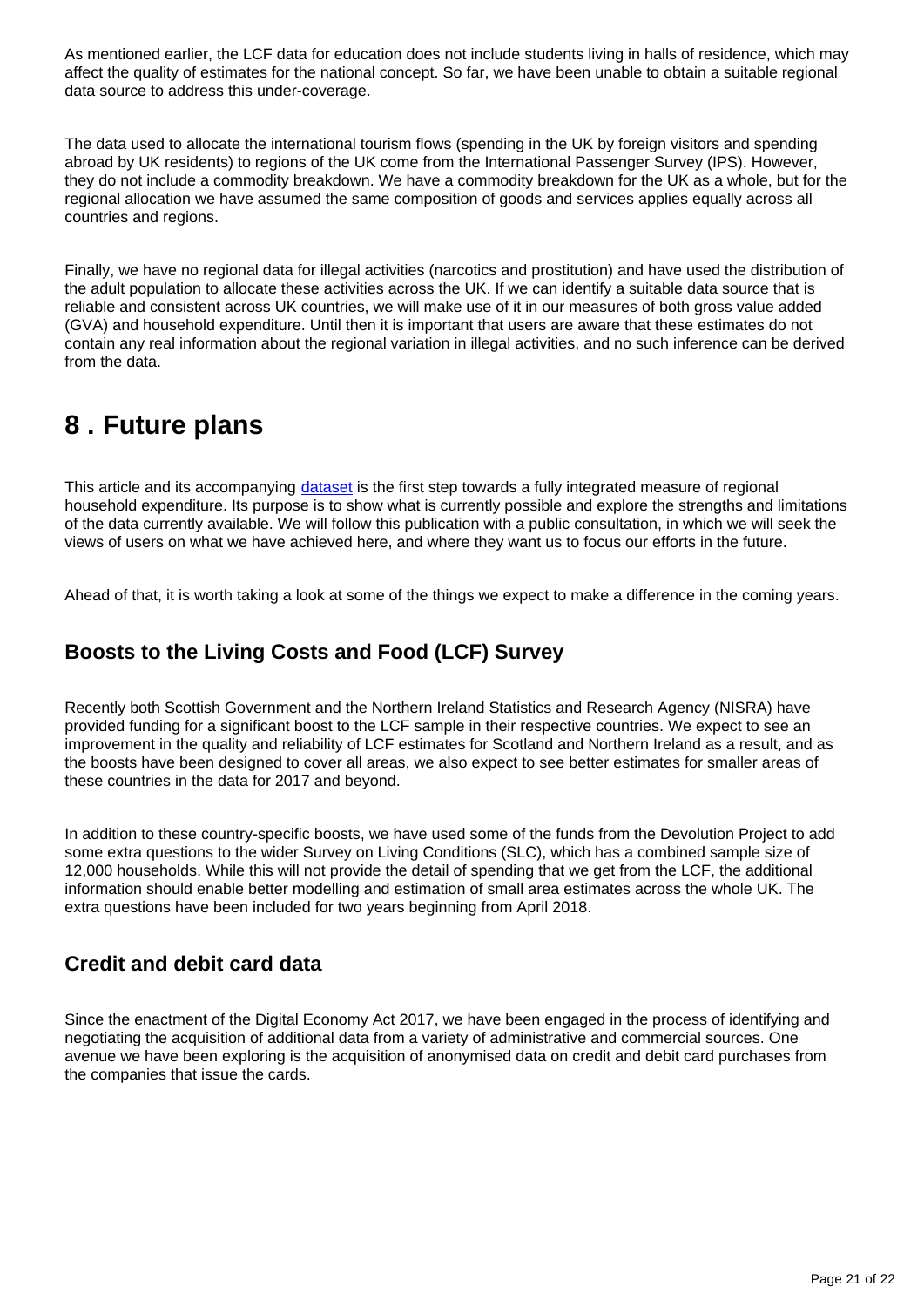As mentioned earlier, the LCF data for education does not include students living in halls of residence, which may affect the quality of estimates for the national concept. So far, we have been unable to obtain a suitable regional data source to address this under-coverage.

The data used to allocate the international tourism flows (spending in the UK by foreign visitors and spending abroad by UK residents) to regions of the UK come from the International Passenger Survey (IPS). However, they do not include a commodity breakdown. We have a commodity breakdown for the UK as a whole, but for the regional allocation we have assumed the same composition of goods and services applies equally across all countries and regions.

Finally, we have no regional data for illegal activities (narcotics and prostitution) and have used the distribution of the adult population to allocate these activities across the UK. If we can identify a suitable data source that is reliable and consistent across UK countries, we will make use of it in our measures of both gross value added (GVA) and household expenditure. Until then it is important that users are aware that these estimates do not contain any real information about the regional variation in illegal activities, and no such inference can be derived from the data.

# 8 . Future plans

This article and its accompanying dataset is the first step towards a fully integrated measure of regional household expenditure. Its purpose is to show what is currently possible and explore the strengths and limitations of the data currently available. We will follow this publication with a public consultation, in which we will seek the views of users on what we have achieved here, and where they want us to focus our efforts in the future.

Ahead of that, it is worth taking a look at some of the things we expect to make a difference in the coming years.

## Boosts to the Living Costs and Food (LCF) Survey

Recently both Scottish Government and the Northern Ireland Statistics and Research Agency (NISRA) have provided funding for a significant boost to the LCF sample in their respective countries. We expect to see an improvement in the quality and reliability of LCF estimates for Scotland and Northern Ireland as a result, and as the boosts have been designed to cover all areas, we also expect to see better estimates for smaller areas of these countries in the data for 2017 and beyond.

In addition to these country-specific boosts, we have used some of the funds from the Devolution Project to add some extra questions to the wider Survey on Living Conditions (SLC), which has a combined sample size of 12,000 households. While this will not provide the detail of spending that we get from the LCF, the additional information should enable better modelling and estimation of small area estimates across the whole UK. The extra questions have been included for two years beginning from April 2018.

## Credit and debit card data

Since the enactment of the Digital Economy Act 2017, we have been engaged in the process of identifying and negotiating the acquisition of additional data from a variety of administrative and commercial sources. One avenue we have been exploring is the acquisition of anonymised data on credit and debit card purchases from the companies that issue the cards.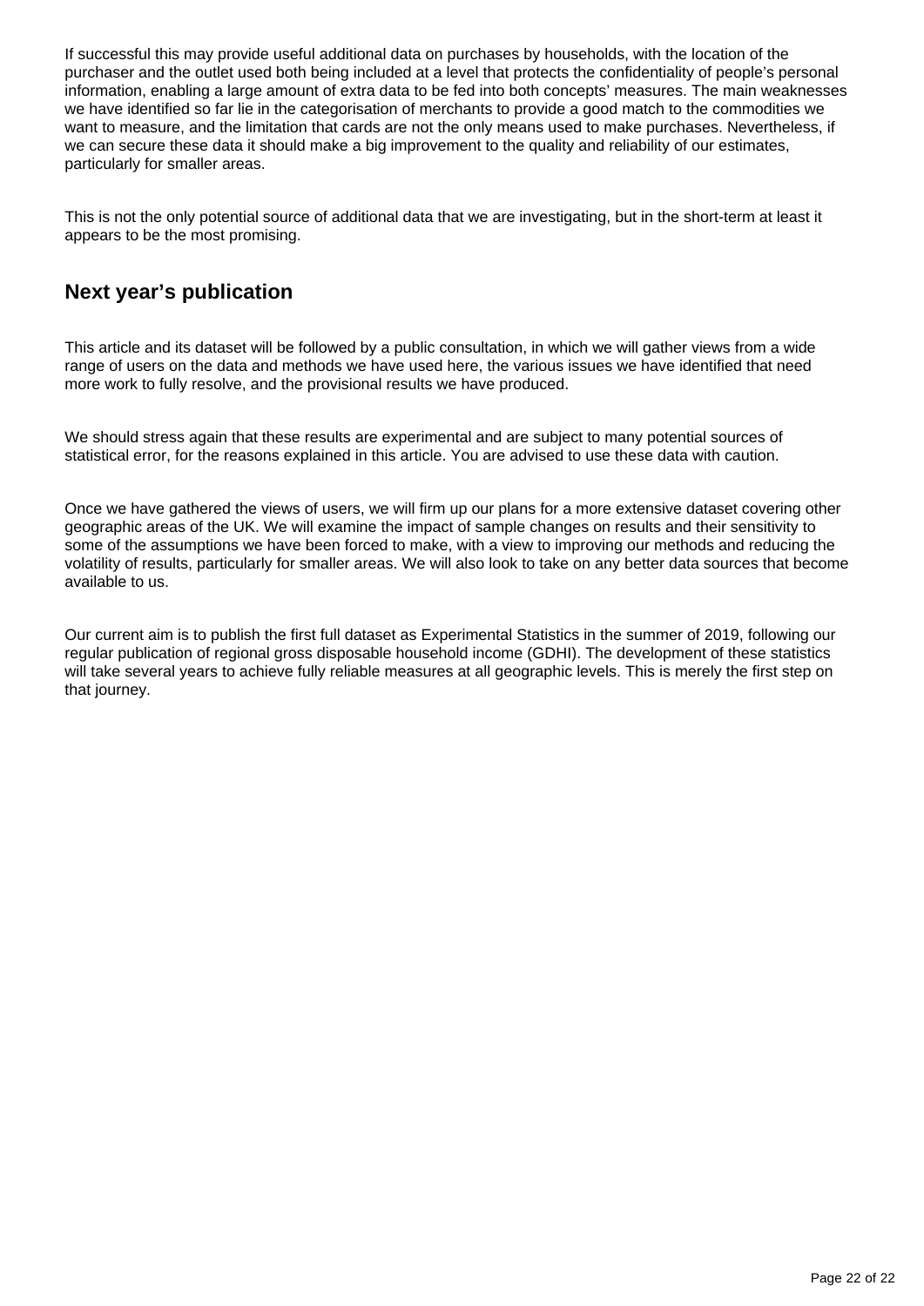If successful this may provide useful additional data on purchases by households, with the location of the purchaser and the outlet used both being included at a level that protects the confidentiality of people's personal information, enabling a large amount of extra data to be fed into both concepts' measures. The main weaknesses we have identified so far lie in the categorisation of merchants to provide a good match to the commodities we want to measure, and the limitation that cards are not the only means used to make purchases. Nevertheless, if we can secure these data it should make a big improvement to the quality and reliability of our estimates, particularly for smaller areas.

This is not the only potential source of additional data that we are investigating, but in the short-term at least it appears to be the most promising.

## Next year's publication

This article and its dataset will be followed by a public consultation, in which we will gather views from a wide range of users on the data and methods we have used here, the various issues we have identified that need more work to fully resolve, and the provisional results we have produced.

We should stress again that these results are experimental and are subject to many potential sources of statistical error, for the reasons explained in this article. You are advised to use these data with caution.

Once we have gathered the views of users, we will firm up our plans for a more extensive dataset covering other geographic areas of the UK. We will examine the impact of sample changes on results and their sensitivity to some of the assumptions we have been forced to make, with a view to improving our methods and reducing the volatility of results, particularly for smaller areas. We will also look to take on any better data sources that become available to us.

Our current aim is to publish the first full dataset as Experimental Statistics in the summer of 2019, following our regular publication of regional gross disposable household income (GDHI). The development of these statistics will take several years to achieve fully reliable measures at all geographic levels. This is merely the first step on that journey.